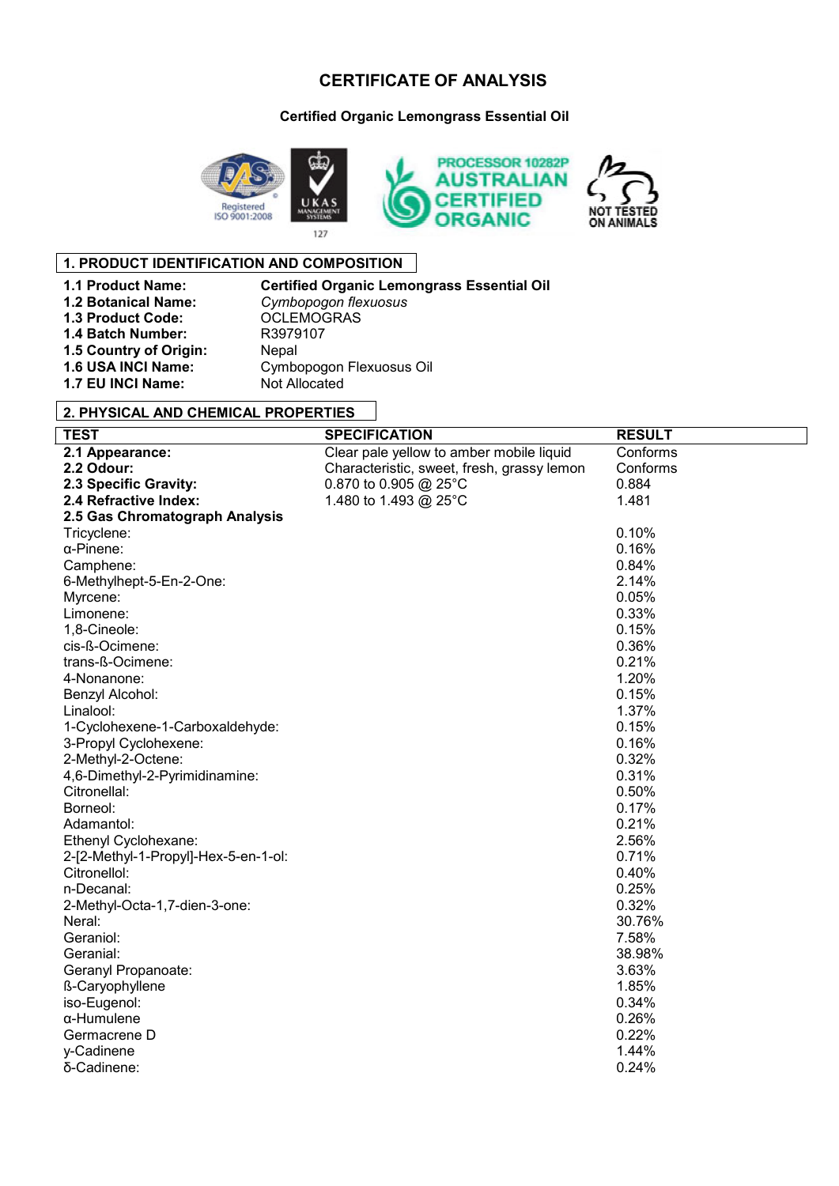# CERTIFICATE OF ANALYSIS

### Certified Organic Lemongrass Essential Oil

## 1. PRODUCT IDENTIFICATION AND COMPOSITION

| | |
|---|---|
| **1.1 Product Name:** | **Certified Organic Lemongrass Essential Oil** |
| **1.2 Botanical Name:** | *Cymbopogon flexuosus* |
| **1.3 Product Code:** | OCLEMOGRAS |
| **1.4 Batch Number:** | R3979107 |
| **1.5 Country of Origin:** | Nepal |
| **1.6 USA INCI Name:** | Cymbopogon Flexuosus Oil |
| **1.7 EU INCI Name:** | Not Allocated |

## 2. PHYSICAL AND CHEMICAL PROPERTIES

| TEST | SPECIFICATION | RESULT |
|---|---|---|
| **2.1 Appearance:** | Clear pale yellow to amber mobile liquid | Conforms |
| **2.2 Odour:** | Characteristic, sweet, fresh, grassy lemon | Conforms |
| **2.3 Specific Gravity:** | 0.870 to 0.905 @ 25°C | 0.884 |
| **2.4 Refractive Index:** | 1.480 to 1.493 @ 25°C | 1.481 |
| **2.5 Gas Chromatograph Analysis** | | |
| Tricyclene: | | 0.10% |
| α-Pinene: | | 0.16% |
| Camphene: | | 0.84% |
| 6-Methylhept-5-En-2-One: | | 2.14% |
| Myrcene: | | 0.05% |
| Limonene: | | 0.33% |
| 1,8-Cineole: | | 0.15% |
| cis-ß-Ocimene: | | 0.36% |
| trans-ß-Ocimene: | | 0.21% |
| 4-Nonanone: | | 1.20% |
| Benzyl Alcohol: | | 0.15% |
| Linalool: | | 1.37% |
| 1-Cyclohexene-1-Carboxaldehyde: | | 0.15% |
| 3-Propyl Cyclohexene: | | 0.16% |
| 2-Methyl-2-Octene: | | 0.32% |
| 4,6-Dimethyl-2-Pyrimidinamine: | | 0.31% |
| Citronellal: | | 0.50% |
| Borneol: | | 0.17% |
| Adamantol: | | 0.21% |
| Ethenyl Cyclohexane: | | 2.56% |
| 2-[2-Methyl-1-Propyl]-Hex-5-en-1-ol: | | 0.71% |
| Citronellol: | | 0.40% |
| n-Decanal: | | 0.25% |
| 2-Methyl-Octa-1,7-dien-3-one: | | 0.32% |
| Neral: | | 30.76% |
| Geraniol: | | 7.58% |
| Geranial: | | 38.98% |
| Geranyl Propanoate: | | 3.63% |
| ß-Caryophyllene | | 1.85% |
| iso-Eugenol: | | 0.34% |
| α-Humulene | | 0.26% |
| Germacrene D | | 0.22% |
| γ-Cadinene | | 1.44% |
| δ-Cadinene: | | 0.24% |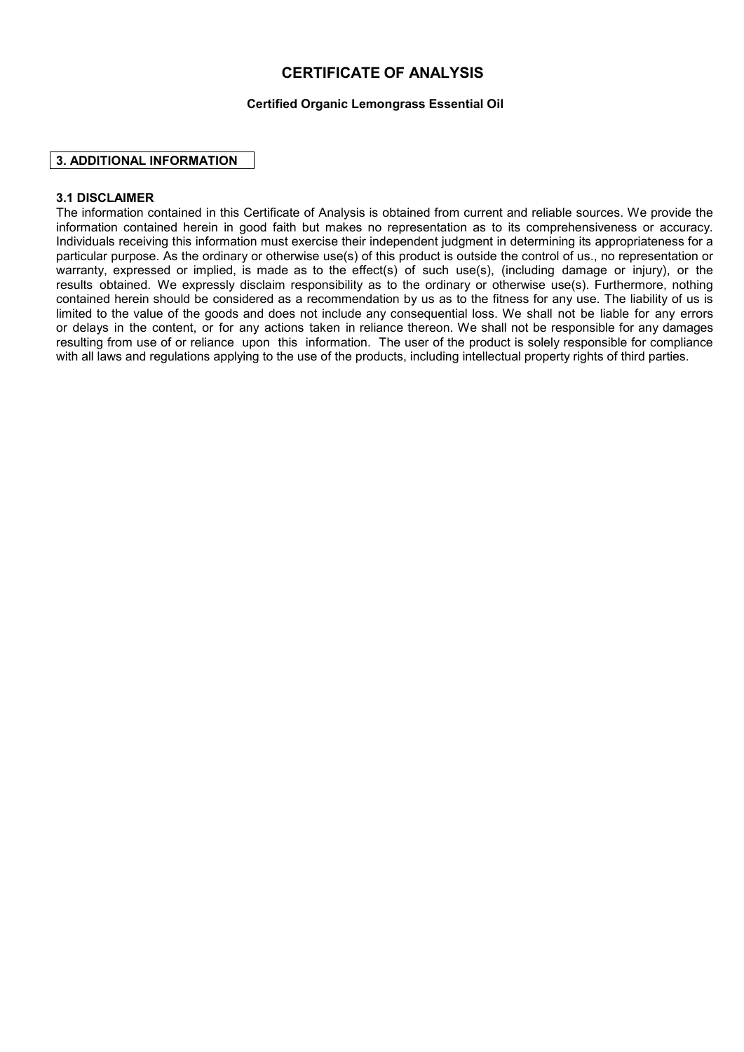# CERTIFICATE OF ANALYSIS

**Certified Organic Lemongrass Essential Oil**

## 3. ADDITIONAL INFORMATION

### 3.1 DISCLAIMER

The information contained in this Certificate of Analysis is obtained from current and reliable sources. We provide the information contained herein in good faith but makes no representation as to its comprehensiveness or accuracy. Individuals receiving this information must exercise their independent judgment in determining its appropriateness for a particular purpose. As the ordinary or otherwise use(s) of this product is outside the control of us., no representation or warranty, expressed or implied, is made as to the effect(s) of such use(s), (including damage or injury), or the results obtained. We expressly disclaim responsibility as to the ordinary or otherwise use(s). Furthermore, nothing contained herein should be considered as a recommendation by us as to the fitness for any use. The liability of us is limited to the value of the goods and does not include any consequential loss. We shall not be liable for any errors or delays in the content, or for any actions taken in reliance thereon. We shall not be responsible for any damages resulting from use of or reliance upon this information. The user of the product is solely responsible for compliance with all laws and regulations applying to the use of the products, including intellectual property rights of third parties.